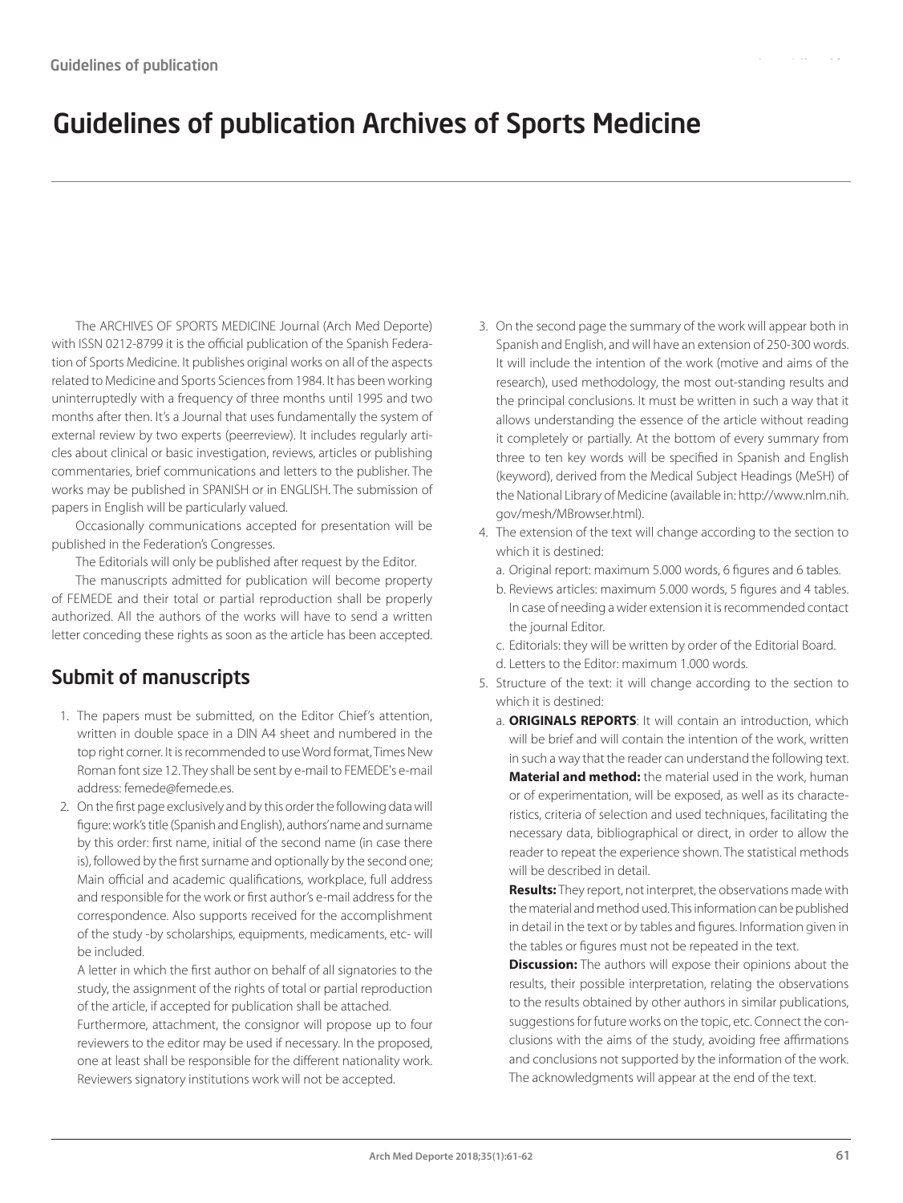# Guidelines of publication Archives of Sports Medicine

The ARCHIVES OF SPORTS MEDICINE Journal (Arch Med Deporte) with ISSN 0212-8799 it is the official publication of the Spanish Federation of Sports Medicine. It publishes original works on all of the aspects related to Medicine and Sports Sciences from 1984. It has been working uninterruptedly with a frequency of three months until 1995 and two months after then. It's a Journal that uses fundamentally the system of external review by two experts (peerreview). It includes regularly articles about clinical or basic investigation, reviews, articles or publishing commentaries, brief communications and letters to the publisher. The works may be published in SPANISH or in ENGLISH. The submission of papers in English will be particularly valued.

Occasionally communications accepted for presentation will be published in the Federation's Congresses.

The Editorials will only be published after request by the Editor.

The manuscripts admitted for publication will become property of FEMEDE and their total or partial reproduction shall be properly authorized. All the authors of the works will have to send a written letter conceding these rights as soon as the article has been accepted.

## Submit of manuscripts

1. The papers must be submitted, on the Editor Chief's attention, written in double space in a DIN A4 sheet and numbered in the top right corner. It is recommended to use Word format, Times New Roman font size 12. They shall be sent by e-mail to FEMEDE's e-mail address: femede@femede.es.
2. On the first page exclusively and by this order the following data will figure: work's title (Spanish and English), authors' name and surname by this order: first name, initial of the second name (in case there is), followed by the first surname and optionally by the second one; Main official and academic qualifications, workplace, full address and responsible for the work or first author's e-mail address for the correspondence. Also supports received for the accomplishment of the study -by scholarships, equipments, medicaments, etc- will be included.

   A letter in which the first author on behalf of all signatories to the study, the assignment of the rights of total or partial reproduction of the article, if accepted for publication shall be attached.

   Furthermore, attachment, the consignor will propose up to four reviewers to the editor may be used if necessary. In the proposed, one at least shall be responsible for the different nationality work. Reviewers signatory institutions work will not be accepted.
3. On the second page the summary of the work will appear both in Spanish and English, and will have an extension of 250-300 words. It will include the intention of the work (motive and aims of the research), used methodology, the most out-standing results and the principal conclusions. It must be written in such a way that it allows understanding the essence of the article without reading it completely or partially. At the bottom of every summary from three to ten key words will be specified in Spanish and English (keyword), derived from the Medical Subject Headings (MeSH) of the National Library of Medicine (available in: http://www.nlm.nih.gov/mesh/MBrowser.html).
4. The extension of the text will change according to the section to which it is destined:
   a. Original report: maximum 5.000 words, 6 figures and 6 tables.
   b. Reviews articles: maximum 5.000 words, 5 figures and 4 tables. In case of needing a wider extension it is recommended contact the journal Editor.
   c. Editorials: they will be written by order of the Editorial Board.
   d. Letters to the Editor: maximum 1.000 words.
5. Structure of the text: it will change according to the section to which it is destined:
   a. **ORIGINALS REPORTS**: It will contain an introduction, which will be brief and will contain the intention of the work, written in such a way that the reader can understand the following text.

      **Material and method:** the material used in the work, human or of experimentation, will be exposed, as well as its characteristics, criteria of selection and used techniques, facilitating the necessary data, bibliographical or direct, in order to allow the reader to repeat the experience shown. The statistical methods will be described in detail.

      **Results:** They report, not interpret, the observations made with the material and method used. This information can be published in detail in the text or by tables and figures. Information given in the tables or figures must not be repeated in the text.

      **Discussion:** The authors will expose their opinions about the results, their possible interpretation, relating the observations to the results obtained by other authors in similar publications, suggestions for future works on the topic, etc. Connect the conclusions with the aims of the study, avoiding free affirmations and conclusions not supported by the information of the work. The acknowledgments will appear at the end of the text.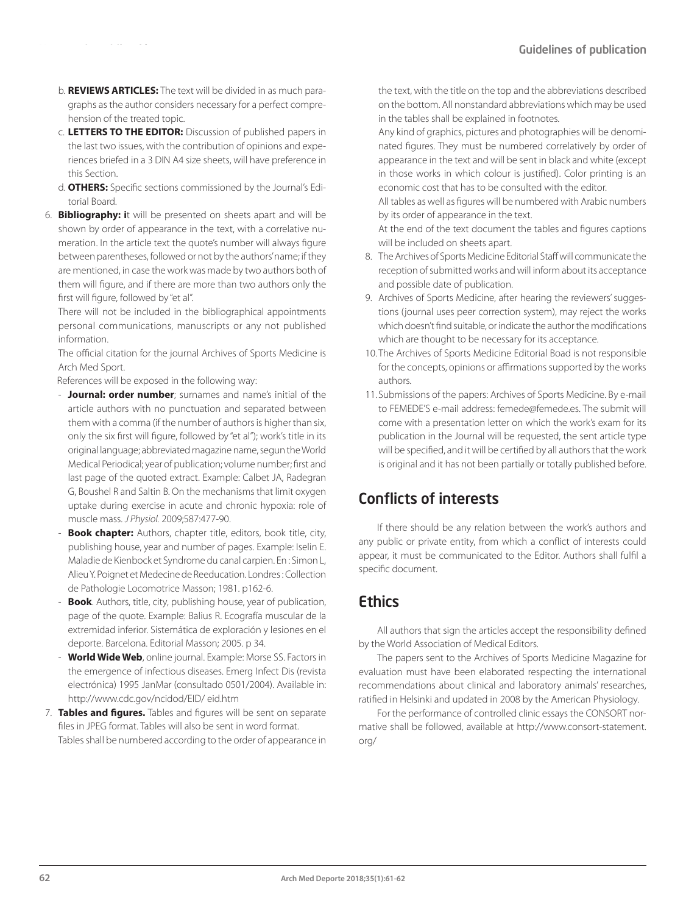b. **REVIEWS ARTICLES:** The text will be divided in as much paragraphs as the author considers necessary for a perfect comprehension of the treated topic.

c. **LETTERS TO THE EDITOR:** Discussion of published papers in the last two issues, with the contribution of opinions and experiences briefed in a 3 DIN A4 size sheets, will have preference in this Section.

d. **OTHERS:** Specific sections commissioned by the Journal's Editorial Board.

6. **Bibliography: i**t will be presented on sheets apart and will be shown by order of appearance in the text, with a correlative numeration. In the article text the quote's number will always figure between parentheses, followed or not by the authors' name; if they are mentioned, in case the work was made by two authors both of them will figure, and if there are more than two authors only the first will figure, followed by "et al".

   There will not be included in the bibliographical appointments personal communications, manuscripts or any not published information.

   The official citation for the journal Archives of Sports Medicine is Arch Med Sport.

   References will be exposed in the following way:

   - **Journal: order number**; surnames and name's initial of the article authors with no punctuation and separated between them with a comma (if the number of authors is higher than six, only the six first will figure, followed by "et al"); work's title in its original language; abbreviated magazine name, segun the World Medical Periodical; year of publication; volume number; first and last page of the quoted extract. Example: Calbet JA, Radegran G, Boushel R and Saltin B. On the mechanisms that limit oxygen uptake during exercise in acute and chronic hypoxia: role of muscle mass. *J Physiol.* 2009;587:477-90.
   - **Book chapter:** Authors, chapter title, editors, book title, city, publishing house, year and number of pages. Example: Iselin E. Maladie de Kienbock et Syndrome du canal carpien. En : Simon L, Alieu Y. Poignet et Medecine de Reeducation. Londres : Collection de Pathologie Locomotrice Masson; 1981. p162-6.
   - **Book**. Authors, title, city, publishing house, year of publication, page of the quote. Example: Balius R. Ecografía muscular de la extremidad inferior. Sistemática de exploración y lesiones en el deporte. Barcelona. Editorial Masson; 2005. p 34.
   - **World Wide Web**, online journal. Example: Morse SS. Factors in the emergence of infectious diseases. Emerg Infect Dis (revista electrónica) 1995 JanMar (consultado 0501/2004). Available in: http://www.cdc.gov/ncidod/EID/ eid.htm

7. **Tables and figures.** Tables and figures will be sent on separate files in JPEG format. Tables will also be sent in word format.

   Tables shall be numbered according to the order of appearance in the text, with the title on the top and the abbreviations described on the bottom. All nonstandard abbreviations which may be used in the tables shall be explained in footnotes.

   Any kind of graphics, pictures and photographies will be denominated figures. They must be numbered correlatively by order of appearance in the text and will be sent in black and white (except in those works in which colour is justified). Color printing is an economic cost that has to be consulted with the editor.

   All tables as well as figures will be numbered with Arabic numbers by its order of appearance in the text.

   At the end of the text document the tables and figures captions will be included on sheets apart.

8. The Archives of Sports Medicine Editorial Staff will communicate the reception of submitted works and will inform about its acceptance and possible date of publication.
9. Archives of Sports Medicine, after hearing the reviewers' suggestions (journal uses peer correction system), may reject the works which doesn't find suitable, or indicate the author the modifications which are thought to be necessary for its acceptance.
10. The Archives of Sports Medicine Editorial Boad is not responsible for the concepts, opinions or affirmations supported by the works authors.
11. Submissions of the papers: Archives of Sports Medicine. By e-mail to FEMEDE'S e-mail address: femede@femede.es. The submit will come with a presentation letter on which the work's exam for its publication in the Journal will be requested, the sent article type will be specified, and it will be certified by all authors that the work is original and it has not been partially or totally published before.

## Conflicts of interests

If there should be any relation between the work's authors and any public or private entity, from which a conflict of interests could appear, it must be communicated to the Editor. Authors shall fulfil a specific document.

## Ethics

All authors that sign the articles accept the responsibility defined by the World Association of Medical Editors.

The papers sent to the Archives of Sports Medicine Magazine for evaluation must have been elaborated respecting the international recommendations about clinical and laboratory animals' researches, ratified in Helsinki and updated in 2008 by the American Physiology.

For the performance of controlled clinic essays the CONSORT normative shall be followed, available at http://www.consort-statement.org/